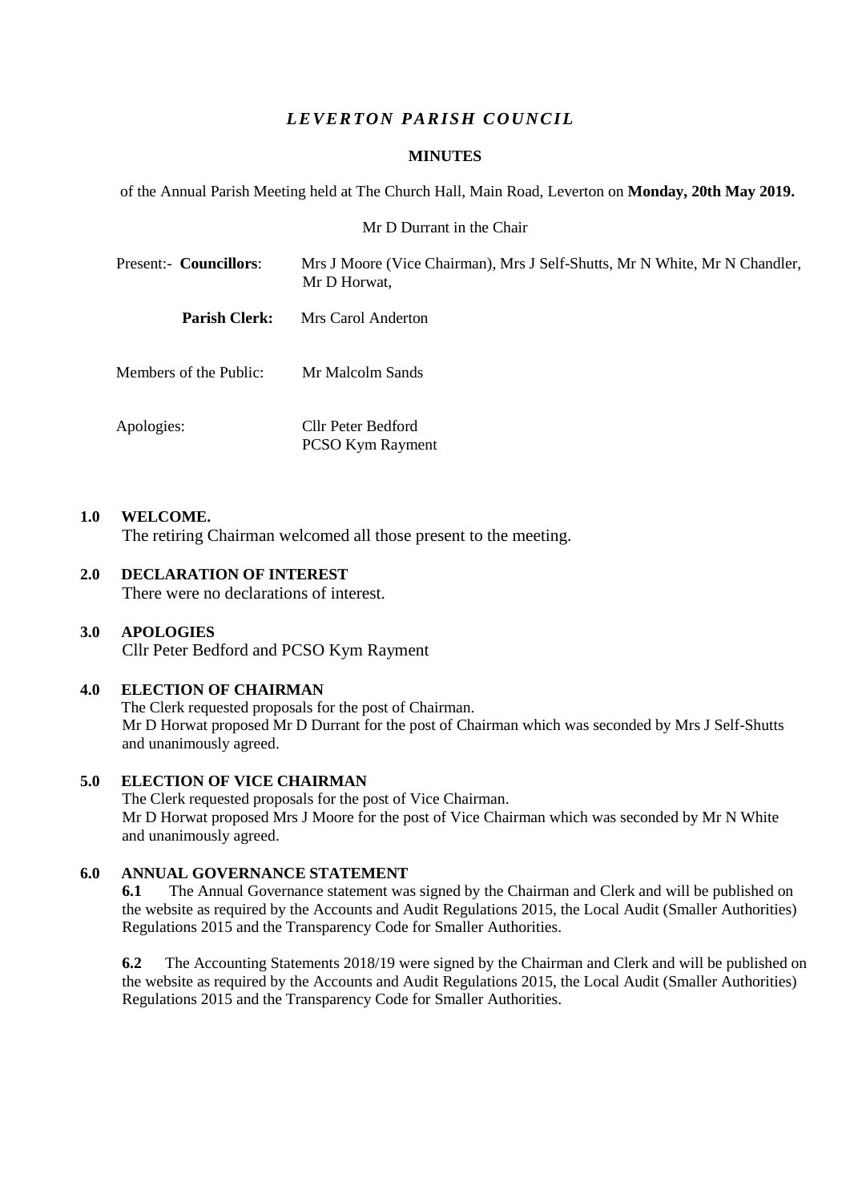# *LEVERTON PARISH COUNCIL*

## MINUTES

of the Annual Parish Meeting held at The Church Hall, Main Road, Leverton on **Monday, 20th May 2019.**

Mr D Durrant in the Chair

| | |
|---|---|
| Present:- **Councillors**: | Mrs J Moore (Vice Chairman), Mrs J Self-Shutts, Mr N White, Mr N Chandler, Mr D Horwat, |
| **Parish Clerk:** | Mrs Carol Anderton |
| Members of the Public: | Mr Malcolm Sands |
| Apologies: | Cllr Peter Bedford<br>PCSO Kym Rayment |

**1.0 WELCOME.**

The retiring Chairman welcomed all those present to the meeting.

**2.0 DECLARATION OF INTEREST**

There were no declarations of interest.

**3.0 APOLOGIES**

Cllr Peter Bedford and PCSO Kym Rayment

**4.0 ELECTION OF CHAIRMAN**

The Clerk requested proposals for the post of Chairman.
Mr D Horwat proposed Mr D Durrant for the post of Chairman which was seconded by Mrs J Self-Shutts and unanimously agreed.

**5.0 ELECTION OF VICE CHAIRMAN**

The Clerk requested proposals for the post of Vice Chairman.
Mr D Horwat proposed Mrs J Moore for the post of Vice Chairman which was seconded by Mr N White and unanimously agreed.

**6.0 ANNUAL GOVERNANCE STATEMENT**

**6.1** The Annual Governance statement was signed by the Chairman and Clerk and will be published on the website as required by the Accounts and Audit Regulations 2015, the Local Audit (Smaller Authorities) Regulations 2015 and the Transparency Code for Smaller Authorities.

**6.2** The Accounting Statements 2018/19 were signed by the Chairman and Clerk and will be published on the website as required by the Accounts and Audit Regulations 2015, the Local Audit (Smaller Authorities) Regulations 2015 and the Transparency Code for Smaller Authorities.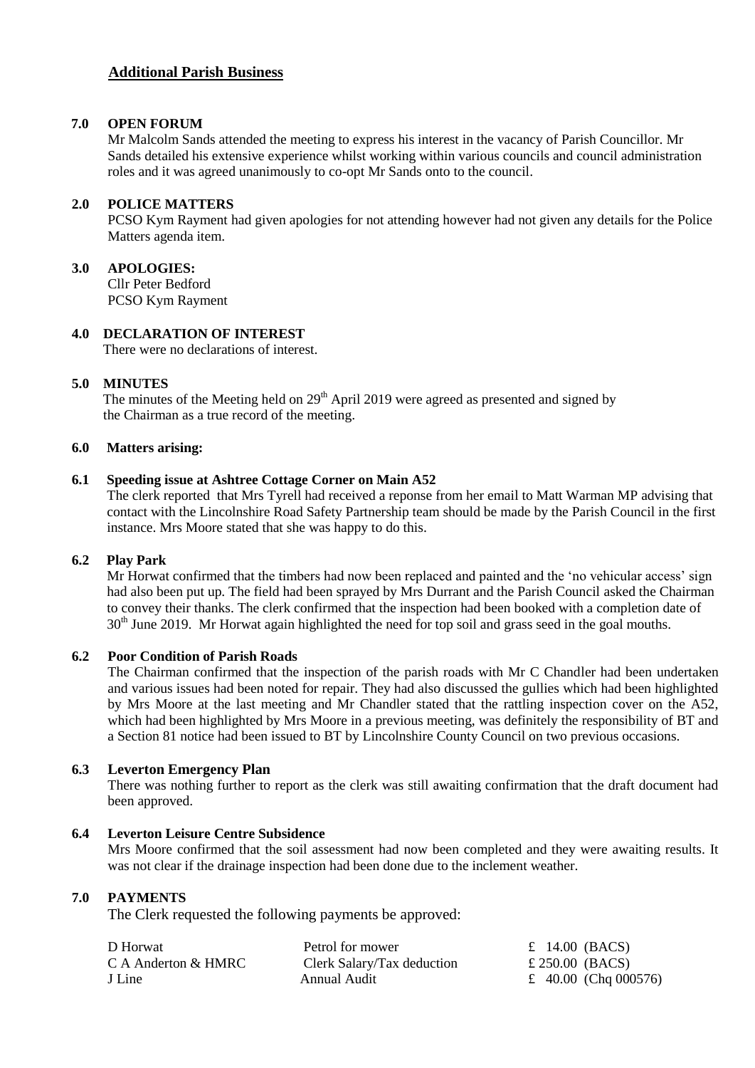## Additional Parish Business

### 7.0 OPEN FORUM

Mr Malcolm Sands attended the meeting to express his interest in the vacancy of Parish Councillor. Mr Sands detailed his extensive experience whilst working within various councils and council administration roles and it was agreed unanimously to co-opt Mr Sands onto to the council.

### 2.0 POLICE MATTERS

PCSO Kym Rayment had given apologies for not attending however had not given any details for the Police Matters agenda item.

### 3.0 APOLOGIES:

Cllr Peter Bedford
PCSO Kym Rayment

### 4.0 DECLARATION OF INTEREST

There were no declarations of interest.

### 5.0 MINUTES

The minutes of the Meeting held on 29th April 2019 were agreed as presented and signed by the Chairman as a true record of the meeting.

### 6.0 Matters arising:

### 6.1 Speeding issue at Ashtree Cottage Corner on Main A52

The clerk reported that Mrs Tyrell had received a reponse from her email to Matt Warman MP advising that contact with the Lincolnshire Road Safety Partnership team should be made by the Parish Council in the first instance. Mrs Moore stated that she was happy to do this.

### 6.2 Play Park

Mr Horwat confirmed that the timbers had now been replaced and painted and the 'no vehicular access' sign had also been put up. The field had been sprayed by Mrs Durrant and the Parish Council asked the Chairman to convey their thanks. The clerk confirmed that the inspection had been booked with a completion date of 30th June 2019. Mr Horwat again highlighted the need for top soil and grass seed in the goal mouths.

### 6.2 Poor Condition of Parish Roads

The Chairman confirmed that the inspection of the parish roads with Mr C Chandler had been undertaken and various issues had been noted for repair. They had also discussed the gullies which had been highlighted by Mrs Moore at the last meeting and Mr Chandler stated that the rattling inspection cover on the A52, which had been highlighted by Mrs Moore in a previous meeting, was definitely the responsibility of BT and a Section 81 notice had been issued to BT by Lincolnshire County Council on two previous occasions.

### 6.3 Leverton Emergency Plan

There was nothing further to report as the clerk was still awaiting confirmation that the draft document had been approved.

### 6.4 Leverton Leisure Centre Subsidence

Mrs Moore confirmed that the soil assessment had now been completed and they were awaiting results. It was not clear if the drainage inspection had been done due to the inclement weather.

### 7.0 PAYMENTS

The Clerk requested the following payments be approved:

| | | |
|---|---|---|
| D Horwat | Petrol for mower | £ 14.00 (BACS) |
| C A Anderton & HMRC | Clerk Salary/Tax deduction | £ 250.00 (BACS) |
| J Line | Annual Audit | £ 40.00 (Chq 000576) |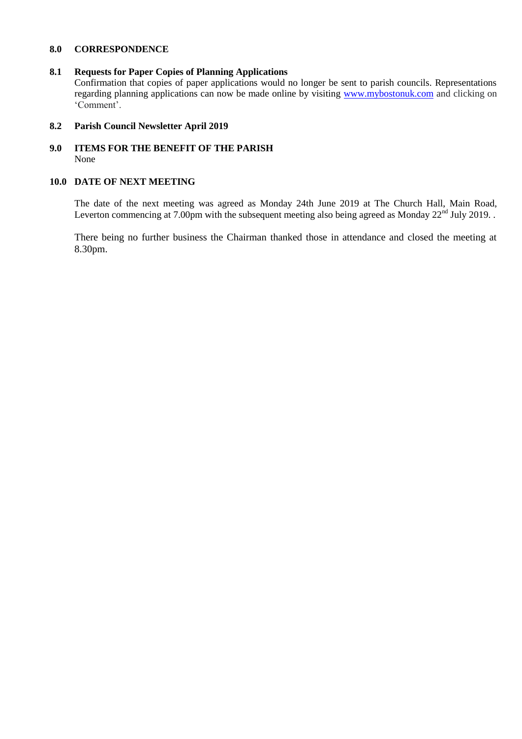## 8.0 CORRESPONDENCE

### 8.1 Requests for Paper Copies of Planning Applications

Confirmation that copies of paper applications would no longer be sent to parish councils. Representations regarding planning applications can now be made online by visiting www.mybostonuk.com and clicking on 'Comment'.

### 8.2 Parish Council Newsletter April 2019

## 9.0 ITEMS FOR THE BENEFIT OF THE PARISH

None

## 10.0 DATE OF NEXT MEETING

The date of the next meeting was agreed as Monday 24th June 2019 at The Church Hall, Main Road, Leverton commencing at 7.00pm with the subsequent meeting also being agreed as Monday 22nd July 2019. .

There being no further business the Chairman thanked those in attendance and closed the meeting at 8.30pm.